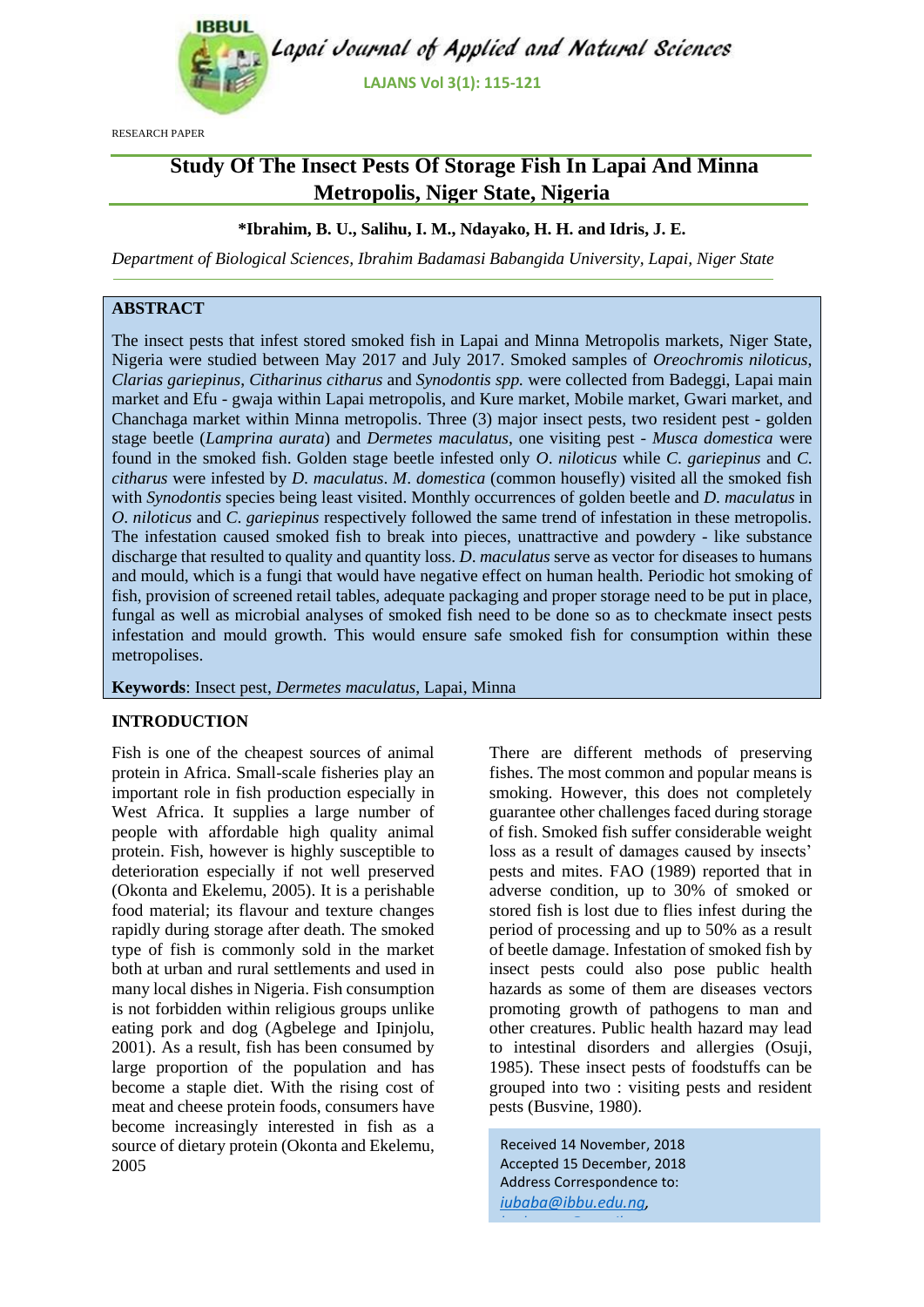RESEARCH PAPER

# Study Of The Insect Pests Of Storage Fish In Lapai And Minna Metropolis, Niger State, Nigeria

**\*Ibrahim, B. U., Salihu, I. M., Ndayako, H. H. and Idris, J. E.**

*Department of Biological Sciences, Ibrahim Badamasi Babangida University, Lapai, Niger State*

## ABSTRACT

The insect pests that infest stored smoked fish in Lapai and Minna Metropolis markets, Niger State, Nigeria were studied between May 2017 and July 2017. Smoked samples of *Oreochromis niloticus*, *Clarias gariepinus*, *Citharinus citharus* and *Synodontis spp.* were collected from Badeggi, Lapai main market and Efu - gwaja within Lapai metropolis, and Kure market, Mobile market, Gwari market, and Chanchaga market within Minna metropolis. Three (3) major insect pests, two resident pest - golden stage beetle (*Lamprina aurata*) and *Dermetes maculatus*, one visiting pest - *Musca domestica* were found in the smoked fish. Golden stage beetle infested only *O. niloticus* while *C. gariepinus* and *C. citharus* were infested by *D. maculatus*. *M. domestica* (common housefly) visited all the smoked fish with *Synodontis* species being least visited. Monthly occurrences of golden beetle and *D. maculatus* in *O. niloticus* and *C. gariepinus* respectively followed the same trend of infestation in these metropolis. The infestation caused smoked fish to break into pieces, unattractive and powdery - like substance discharge that resulted to quality and quantity loss. *D. maculatus* serve as vector for diseases to humans and mould, which is a fungi that would have negative effect on human health. Periodic hot smoking of fish, provision of screened retail tables, adequate packaging and proper storage need to be put in place, fungal as well as microbial analyses of smoked fish need to be done so as to checkmate insect pests infestation and mould growth. This would ensure safe smoked fish for consumption within these metropolises.

**Keywords**: Insect pest, *Dermetes maculatus*, Lapai, Minna

## INTRODUCTION

Fish is one of the cheapest sources of animal protein in Africa. Small-scale fisheries play an important role in fish production especially in West Africa. It supplies a large number of people with affordable high quality animal protein. Fish, however is highly susceptible to deterioration especially if not well preserved (Okonta and Ekelemu, 2005). It is a perishable food material; its flavour and texture changes rapidly during storage after death. The smoked type of fish is commonly sold in the market both at urban and rural settlements and used in many local dishes in Nigeria. Fish consumption is not forbidden within religious groups unlike eating pork and dog (Agbelege and Ipinjolu, 2001). As a result, fish has been consumed by large proportion of the population and has become a staple diet. With the rising cost of meat and cheese protein foods, consumers have become increasingly interested in fish as a source of dietary protein (Okonta and Ekelemu, 2005

There are different methods of preserving fishes. The most common and popular means is smoking. However, this does not completely guarantee other challenges faced during storage of fish. Smoked fish suffer considerable weight loss as a result of damages caused by insects' pests and mites. FAO (1989) reported that in adverse condition, up to 30% of smoked or stored fish is lost due to flies infest during the period of processing and up to 50% as a result of beetle damage. Infestation of smoked fish by insect pests could also pose public health hazards as some of them are diseases vectors promoting growth of pathogens to man and other creatures. Public health hazard may lead to intestinal disorders and allergies (Osuji, 1985). These insect pests of foodstuffs can be grouped into two : visiting pests and resident pests (Busvine, 1980).

Received 14 November, 2018
Accepted 15 December, 2018
Address Correspondence to:
iubaba@ibbu.edu.ng,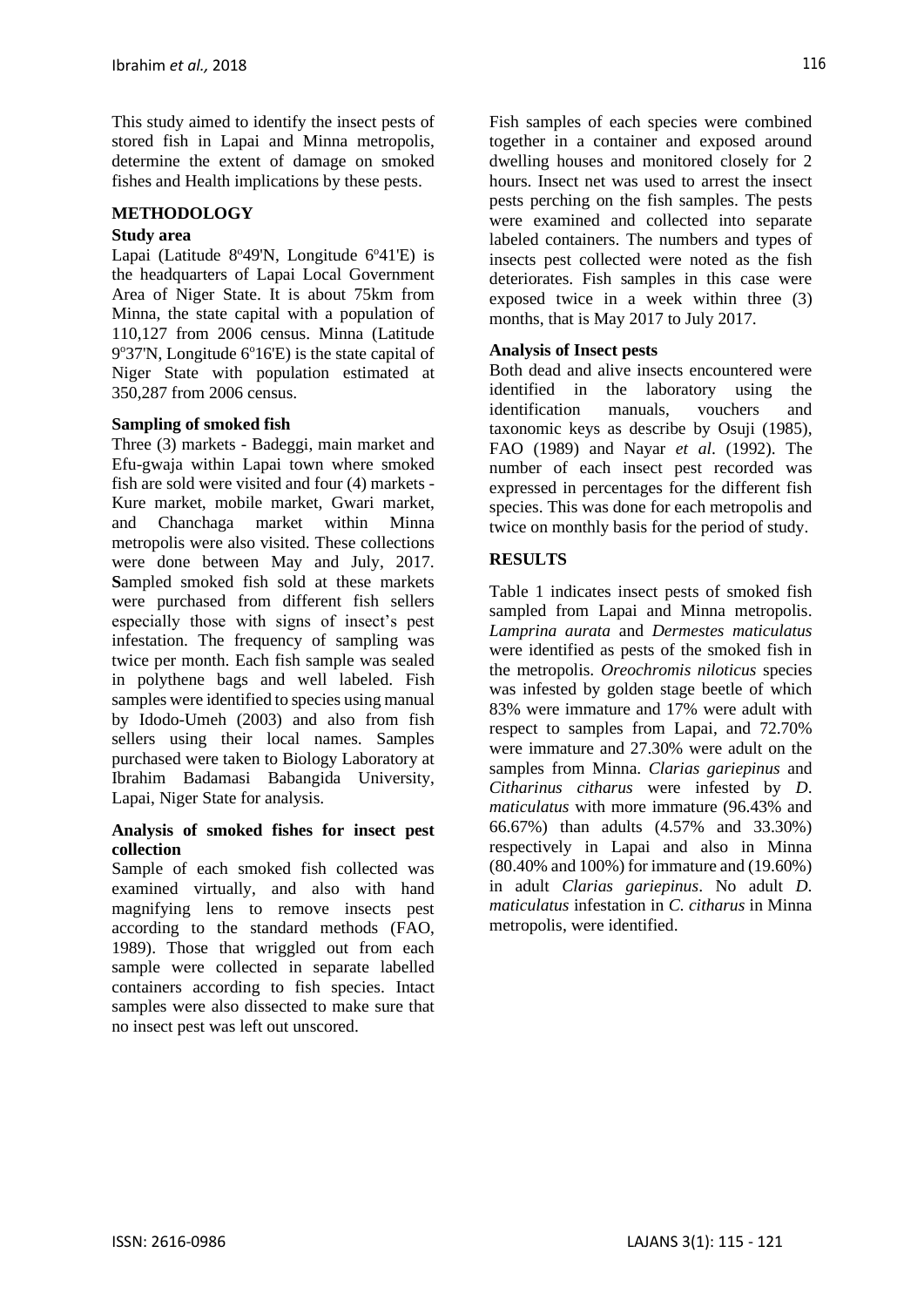This study aimed to identify the insect pests of stored fish in Lapai and Minna metropolis, determine the extent of damage on smoked fishes and Health implications by these pests.

## METHODOLOGY

### Study area

Lapai (Latitude 8°49'N, Longitude 6°41'E) is the headquarters of Lapai Local Government Area of Niger State. It is about 75km from Minna, the state capital with a population of 110,127 from 2006 census. Minna (Latitude 9°37'N, Longitude 6°16'E) is the state capital of Niger State with population estimated at 350,287 from 2006 census.

### Sampling of smoked fish

Three (3) markets - Badeggi, main market and Efu-gwaja within Lapai town where smoked fish are sold were visited and four (4) markets - Kure market, mobile market, Gwari market, and Chanchaga market within Minna metropolis were also visited. These collections were done between May and July, 2017. **S**ampled smoked fish sold at these markets were purchased from different fish sellers especially those with signs of insect's pest infestation. The frequency of sampling was twice per month. Each fish sample was sealed in polythene bags and well labeled. Fish samples were identified to species using manual by Idodo-Umeh (2003) and also from fish sellers using their local names. Samples purchased were taken to Biology Laboratory at Ibrahim Badamasi Babangida University, Lapai, Niger State for analysis.

### Analysis of smoked fishes for insect pest collection

Sample of each smoked fish collected was examined virtually, and also with hand magnifying lens to remove insects pest according to the standard methods (FAO, 1989). Those that wriggled out from each sample were collected in separate labelled containers according to fish species. Intact samples were also dissected to make sure that no insect pest was left out unscored.

Fish samples of each species were combined together in a container and exposed around dwelling houses and monitored closely for 2 hours. Insect net was used to arrest the insect pests perching on the fish samples. The pests were examined and collected into separate labeled containers. The numbers and types of insects pest collected were noted as the fish deteriorates. Fish samples in this case were exposed twice in a week within three (3) months, that is May 2017 to July 2017.

### Analysis of Insect pests

Both dead and alive insects encountered were identified in the laboratory using the identification manuals, vouchers and taxonomic keys as describe by Osuji (1985), FAO (1989) and Nayar *et al*. (1992). The number of each insect pest recorded was expressed in percentages for the different fish species. This was done for each metropolis and twice on monthly basis for the period of study.

## RESULTS

Table 1 indicates insect pests of smoked fish sampled from Lapai and Minna metropolis. *Lamprina aurata* and *Dermestes maticulatus* were identified as pests of the smoked fish in the metropolis. *Oreochromis niloticus* species was infested by golden stage beetle of which 83% were immature and 17% were adult with respect to samples from Lapai, and 72.70% were immature and 27.30% were adult on the samples from Minna. *Clarias gariepinus* and *Citharinus citharus* were infested by *D. maticulatus* with more immature (96.43% and 66.67%) than adults (4.57% and 33.30%) respectively in Lapai and also in Minna (80.40% and 100%) for immature and (19.60%) in adult *Clarias gariepinus*. No adult *D. maticulatus* infestation in *C. citharus* in Minna metropolis, were identified.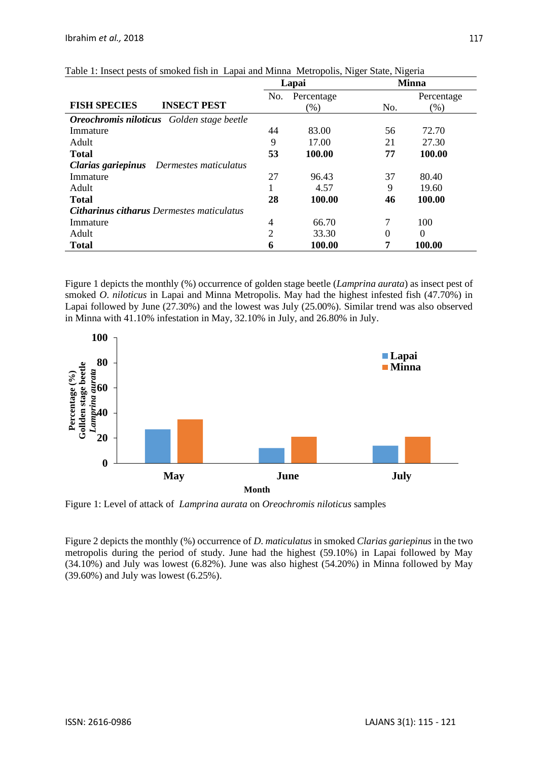Table 1: Insect pests of smoked fish in Lapai and Minna Metropolis, Niger State, Nigeria

| FISH SPECIES | INSECT PEST | Lapai | | Minna | |
|---|---|---|---|---|---|
| | | No. | Percentage (%) | No. | Percentage (%) |
| ***Oreochromis niloticus*** | *Golden stage beetle* | | | | |
| Immature | | 44 | 83.00 | 56 | 72.70 |
| Adult | | 9 | 17.00 | 21 | 27.30 |
| **Total** | | **53** | **100.00** | **77** | **100.00** |
| ***Clarias gariepinus*** | *Dermestes maticulatus* | | | | |
| Immature | | 27 | 96.43 | 37 | 80.40 |
| Adult | | 1 | 4.57 | 9 | 19.60 |
| **Total** | | **28** | **100.00** | **46** | **100.00** |
| ***Citharinus citharus*** | *Dermestes maticulatus* | | | | |
| Immature | | 4 | 66.70 | 7 | 100 |
| Adult | | 2 | 33.30 | 0 | 0 |
| **Total** | | **6** | **100.00** | **7** | **100.00** |

Figure 1 depicts the monthly (%) occurrence of golden stage beetle (*Lamprina aurata*) as insect pest of smoked *O. niloticus* in Lapai and Minna Metropolis. May had the highest infested fish (47.70%) in Lapai followed by June (27.30%) and the lowest was July (25.00%). Similar trend was also observed in Minna with 41.10% infestation in May, 32.10% in July, and 26.80% in July.

Figure 1: Level of attack of *Lamprina aurata* on *Oreochromis niloticus* samples

Figure 2 depicts the monthly (%) occurrence of *D. maticulatus* in smoked *Clarias gariepinus* in the two metropolis during the period of study. June had the highest (59.10%) in Lapai followed by May (34.10%) and July was lowest (6.82%). June was also highest (54.20%) in Minna followed by May (39.60%) and July was lowest (6.25%).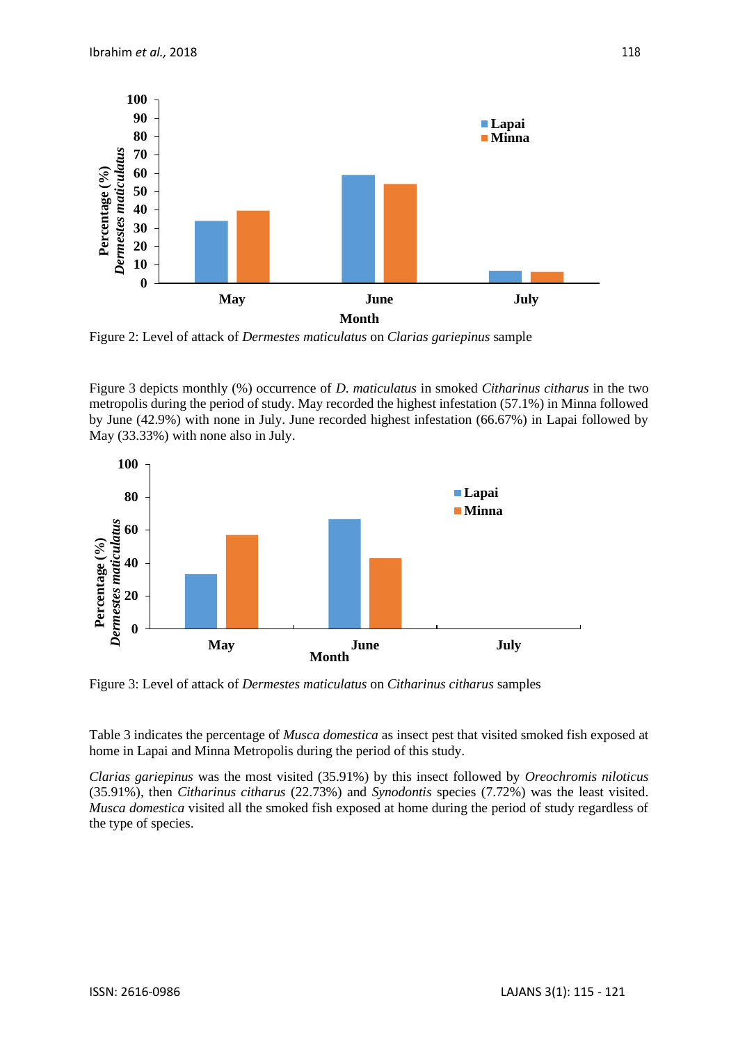Figure 2: Level of attack of *Dermestes maticulatus* on *Clarias gariepinus* sample

Figure 3 depicts monthly (%) occurrence of *D. maticulatus* in smoked *Citharinus citharus* in the two metropolis during the period of study. May recorded the highest infestation (57.1%) in Minna followed by June (42.9%) with none in July. June recorded highest infestation (66.67%) in Lapai followed by May (33.33%) with none also in July.

Figure 3: Level of attack of *Dermestes maticulatus* on *Citharinus citharus* samples

Table 3 indicates the percentage of *Musca domestica* as insect pest that visited smoked fish exposed at home in Lapai and Minna Metropolis during the period of this study.

*Clarias gariepinus* was the most visited (35.91%) by this insect followed by *Oreochromis niloticus* (35.91%), then *Citharinus citharus* (22.73%) and *Synodontis* species (7.72%) was the least visited. *Musca domestica* visited all the smoked fish exposed at home during the period of study regardless of the type of species.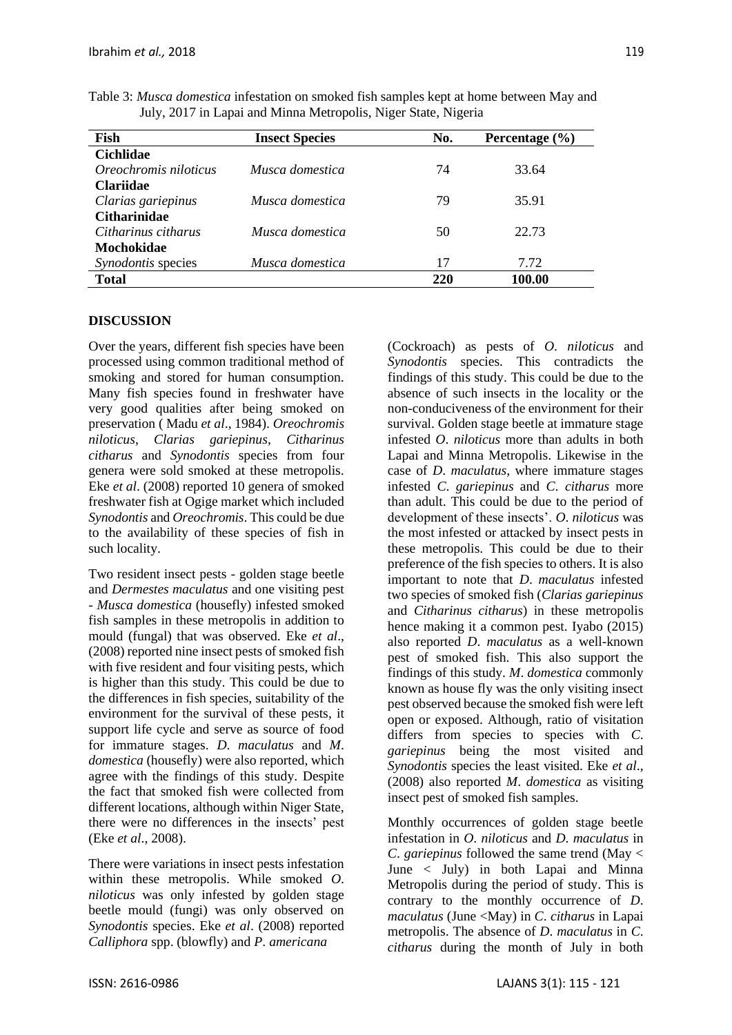Table 3: *Musca domestica* infestation on smoked fish samples kept at home between May and July, 2017 in Lapai and Minna Metropolis, Niger State, Nigeria

| Fish | Insect Species | No. | Percentage (%) |
|---|---|---|---|
| **Cichlidae** | | | |
| *Oreochromis niloticus* | *Musca domestica* | 74 | 33.64 |
| **Clariidae** | | | |
| *Clarias gariepinus* | *Musca domestica* | 79 | 35.91 |
| **Citharinidae** | | | |
| *Citharinus citharus* | *Musca domestica* | 50 | 22.73 |
| **Mochokidae** | | | |
| *Synodontis* species | *Musca domestica* | 17 | 7.72 |
| **Total** | | **220** | **100.00** |

## DISCUSSION

Over the years, different fish species have been processed using common traditional method of smoking and stored for human consumption. Many fish species found in freshwater have very good qualities after being smoked on preservation ( Madu *et al*., 1984). *Oreochromis niloticus*, *Clarias gariepinus*, *Citharinus citharus* and *Synodontis* species from four genera were sold smoked at these metropolis. Eke *et al*. (2008) reported 10 genera of smoked freshwater fish at Ogige market which included *Synodontis* and *Oreochromis*. This could be due to the availability of these species of fish in such locality.

Two resident insect pests - golden stage beetle and *Dermestes maculatus* and one visiting pest - *Musca domestica* (housefly) infested smoked fish samples in these metropolis in addition to mould (fungal) that was observed. Eke *et al*., (2008) reported nine insect pests of smoked fish with five resident and four visiting pests, which is higher than this study. This could be due to the differences in fish species, suitability of the environment for the survival of these pests, it support life cycle and serve as source of food for immature stages. *D*. *maculatus* and *M*. *domestica* (housefly) were also reported, which agree with the findings of this study. Despite the fact that smoked fish were collected from different locations, although within Niger State, there were no differences in the insects' pest (Eke *et al*., 2008).

There were variations in insect pests infestation within these metropolis. While smoked *O*. *niloticus* was only infested by golden stage beetle mould (fungi) was only observed on *Synodontis* species. Eke *et al*. (2008) reported *Calliphora* spp. (blowfly) and *P*. *americana* (Cockroach) as pests of *O*. *niloticus* and *Synodontis* species. This contradicts the findings of this study. This could be due to the absence of such insects in the locality or the non-conduciveness of the environment for their survival. Golden stage beetle at immature stage infested *O*. *niloticus* more than adults in both Lapai and Minna Metropolis. Likewise in the case of *D*. *maculatus*, where immature stages infested *C*. *gariepinus* and *C*. *citharus* more than adult. This could be due to the period of development of these insects'. *O*. *niloticus* was the most infested or attacked by insect pests in these metropolis. This could be due to their preference of the fish species to others. It is also important to note that *D*. *maculatus* infested two species of smoked fish (*Clarias gariepinus* and *Citharinus citharus*) in these metropolis hence making it a common pest. Iyabo (2015) also reported *D*. *maculatus* as a well-known pest of smoked fish. This also support the findings of this study. *M*. *domestica* commonly known as house fly was the only visiting insect pest observed because the smoked fish were left open or exposed. Although, ratio of visitation differs from species to species with *C*. *gariepinus* being the most visited and *Synodontis* species the least visited. Eke *et al*., (2008) also reported *M*. *domestica* as visiting insect pest of smoked fish samples.

Monthly occurrences of golden stage beetle infestation in *O*. *niloticus* and *D*. *maculatus* in *C*. *gariepinus* followed the same trend (May < June < July) in both Lapai and Minna Metropolis during the period of study. This is contrary to the monthly occurrence of *D*. *maculatus* (June <May) in *C*. *citharus* in Lapai metropolis. The absence of *D*. *maculatus* in *C*. *citharus* during the month of July in both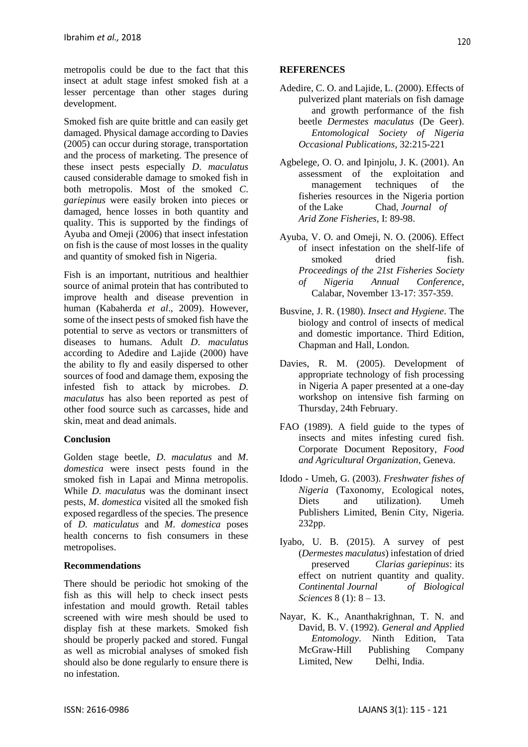metropolis could be due to the fact that this insect at adult stage infest smoked fish at a lesser percentage than other stages during development.

Smoked fish are quite brittle and can easily get damaged. Physical damage according to Davies (2005) can occur during storage, transportation and the process of marketing. The presence of these insect pests especially *D. maculatus* caused considerable damage to smoked fish in both metropolis. Most of the smoked *C. gariepinus* were easily broken into pieces or damaged, hence losses in both quantity and quality. This is supported by the findings of Ayuba and Omeji (2006) that insect infestation on fish is the cause of most losses in the quality and quantity of smoked fish in Nigeria.

Fish is an important, nutritious and healthier source of animal protein that has contributed to improve health and disease prevention in human (Kabaherda *et al*., 2009). However, some of the insect pests of smoked fish have the potential to serve as vectors or transmitters of diseases to humans. Adult *D. maculatus* according to Adedire and Lajide (2000) have the ability to fly and easily dispersed to other sources of food and damage them, exposing the infested fish to attack by microbes. *D. maculatus* has also been reported as pest of other food source such as carcasses, hide and skin, meat and dead animals.

## Conclusion

Golden stage beetle, *D. maculatus* and *M. domestica* were insect pests found in the smoked fish in Lapai and Minna metropolis. While *D. maculatus* was the dominant insect pests, *M. domestica* visited all the smoked fish exposed regardless of the species. The presence of *D. maticulatus* and *M. domestica* poses health concerns to fish consumers in these metropolises.

## Recommendations

There should be periodic hot smoking of the fish as this will help to check insect pests infestation and mould growth. Retail tables screened with wire mesh should be used to display fish at these markets. Smoked fish should be properly packed and stored. Fungal as well as microbial analyses of smoked fish should also be done regularly to ensure there is no infestation.

## REFERENCES

Adedire, C. O. and Lajide, L. (2000). Effects of pulverized plant materials on fish damage and growth performance of the fish beetle *Dermestes maculatus* (De Geer). *Entomological Society of Nigeria Occasional Publications*, 32:215-221

Agbelege, O. O. and Ipinjolu, J. K. (2001). An assessment of the exploitation and management techniques of the fisheries resources in the Nigeria portion of the Lake Chad, *Journal of Arid Zone Fisheries*, I: 89-98.

Ayuba, V. O. and Omeji, N. O. (2006). Effect of insect infestation on the shelf-life of smoked dried fish. *Proceedings of the 21st Fisheries Society of Nigeria Annual Conference*, Calabar, November 13-17: 357-359.

Busvine, J. R. (1980). *Insect and Hygiene*. The biology and control of insects of medical and domestic importance. Third Edition, Chapman and Hall, London.

Davies, R. M. (2005). Development of appropriate technology of fish processing in Nigeria A paper presented at a one-day workshop on intensive fish farming on Thursday, 24th February.

FAO (1989). A field guide to the types of insects and mites infesting cured fish. Corporate Document Repository, *Food and Agricultural Organization*, Geneva.

Idodo - Umeh, G. (2003). *Freshwater fishes of Nigeria* (Taxonomy, Ecological notes, Diets and utilization). Umeh Publishers Limited, Benin City, Nigeria. 232pp.

Iyabo, U. B. (2015). A survey of pest (*Dermestes maculatus*) infestation of dried preserved *Clarias gariepinus*: its effect on nutrient quantity and quality. *Continental Journal of Biological Sciences* 8 (1): 8 – 13.

Nayar, K. K., Ananthakrighnan, T. N. and David, B. V. (1992). *General and Applied Entomology*. Ninth Edition, Tata McGraw-Hill Publishing Company Limited, New Delhi, India.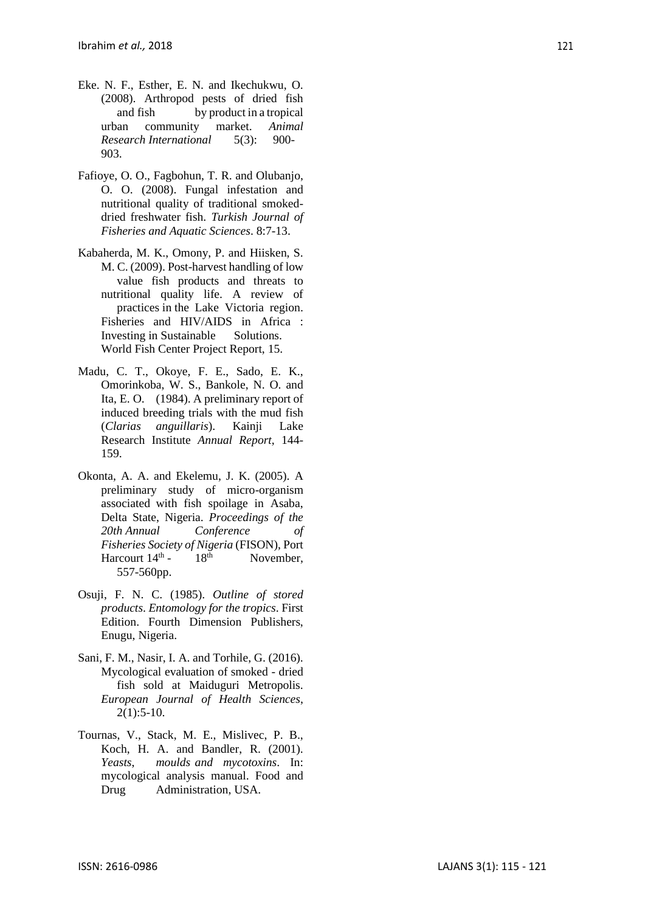Eke. N. F., Esther, E. N. and Ikechukwu, O. (2008). Arthropod pests of dried fish and fish by product in a tropical urban community market. *Animal Research International* 5(3): 900-903.

Fafioye, O. O., Fagbohun, T. R. and Olubanjo, O. O. (2008). Fungal infestation and nutritional quality of traditional smoked-dried freshwater fish. *Turkish Journal of Fisheries and Aquatic Sciences*. 8:7-13.

Kabaherda, M. K., Omony, P. and Hiisken, S. M. C. (2009). Post-harvest handling of low value fish products and threats to nutritional quality life. A review of practices in the Lake Victoria region. Fisheries and HIV/AIDS in Africa : Investing in Sustainable Solutions. World Fish Center Project Report, 15.

Madu, C. T., Okoye, F. E., Sado, E. K., Omorinkoba, W. S., Bankole, N. O. and Ita, E. O. (1984). A preliminary report of induced breeding trials with the mud fish (*Clarias anguillaris*). Kainji Lake Research Institute *Annual Report*, 144-159.

Okonta, A. A. and Ekelemu, J. K. (2005). A preliminary study of micro-organism associated with fish spoilage in Asaba, Delta State, Nigeria. *Proceedings of the 20th Annual Conference of Fisheries Society of Nigeria* (FISON), Port Harcourt 14th - 18th November, 557-560pp.

Osuji, F. N. C. (1985). *Outline of stored products*. *Entomology for the tropics*. First Edition. Fourth Dimension Publishers, Enugu, Nigeria.

Sani, F. M., Nasir, I. A. and Torhile, G. (2016). Mycological evaluation of smoked - dried fish sold at Maiduguri Metropolis. *European Journal of Health Sciences*, 2(1):5-10.

Tournas, V., Stack, M. E., Mislivec, P. B., Koch, H. A. and Bandler, R. (2001). *Yeasts, moulds and mycotoxins*. In: mycological analysis manual. Food and Drug Administration, USA.